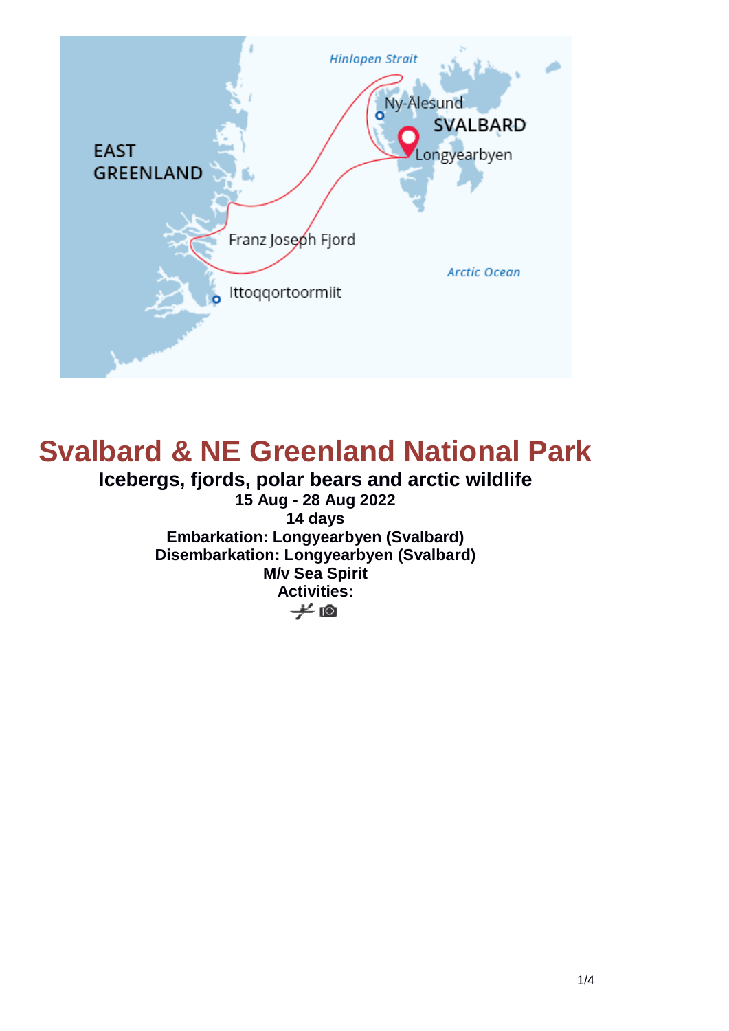# Svalbard & NE Greenland National Park

## Icebergs, fjords, polar bears and arctic wildlife

**15 Aug - 28 Aug 2022**

**14 days**

**Embarkation: Longyearbyen (Svalbard)**

**Disembarkation: Longyearbyen (Svalbard)**

**M/v Sea Spirit**

**Activities:**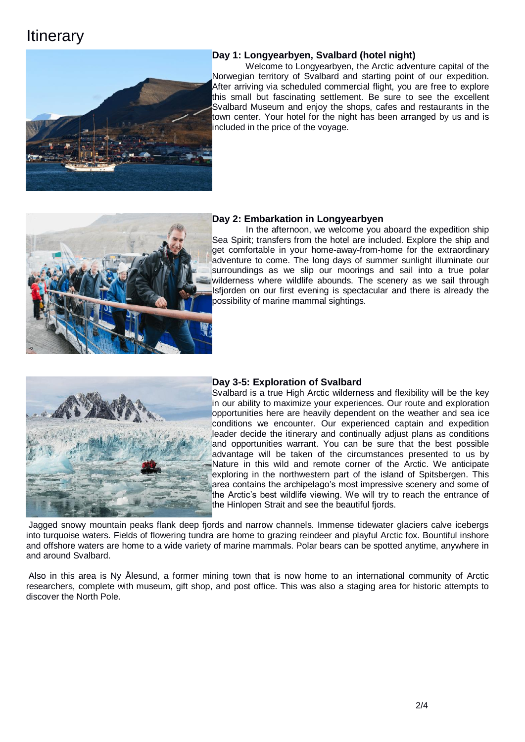# Itinerary

### Day 1: Longyearbyen, Svalbard (hotel night)

Welcome to Longyearbyen, the Arctic adventure capital of the Norwegian territory of Svalbard and starting point of our expedition. After arriving via scheduled commercial flight, you are free to explore this small but fascinating settlement. Be sure to see the excellent Svalbard Museum and enjoy the shops, cafes and restaurants in the town center. Your hotel for the night has been arranged by us and is included in the price of the voyage.

### Day 2: Embarkation in Longyearbyen

In the afternoon, we welcome you aboard the expedition ship Sea Spirit; transfers from the hotel are included. Explore the ship and get comfortable in your home-away-from-home for the extraordinary adventure to come. The long days of summer sunlight illuminate our surroundings as we slip our moorings and sail into a true polar wilderness where wildlife abounds. The scenery as we sail through Isfjorden on our first evening is spectacular and there is already the possibility of marine mammal sightings.

### Day 3-5: Exploration of Svalbard

Svalbard is a true High Arctic wilderness and flexibility will be the key in our ability to maximize your experiences. Our route and exploration opportunities here are heavily dependent on the weather and sea ice conditions we encounter. Our experienced captain and expedition leader decide the itinerary and continually adjust plans as conditions and opportunities warrant. You can be sure that the best possible advantage will be taken of the circumstances presented to us by Nature in this wild and remote corner of the Arctic. We anticipate exploring in the northwestern part of the island of Spitsbergen. This area contains the archipelago's most impressive scenery and some of the Arctic's best wildlife viewing. We will try to reach the entrance of the Hinlopen Strait and see the beautiful fjords.

Jagged snowy mountain peaks flank deep fjords and narrow channels. Immense tidewater glaciers calve icebergs into turquoise waters. Fields of flowering tundra are home to grazing reindeer and playful Arctic fox. Bountiful inshore and offshore waters are home to a wide variety of marine mammals. Polar bears can be spotted anytime, anywhere in and around Svalbard.

Also in this area is Ny Ålesund, a former mining town that is now home to an international community of Arctic researchers, complete with museum, gift shop, and post office. This was also a staging area for historic attempts to discover the North Pole.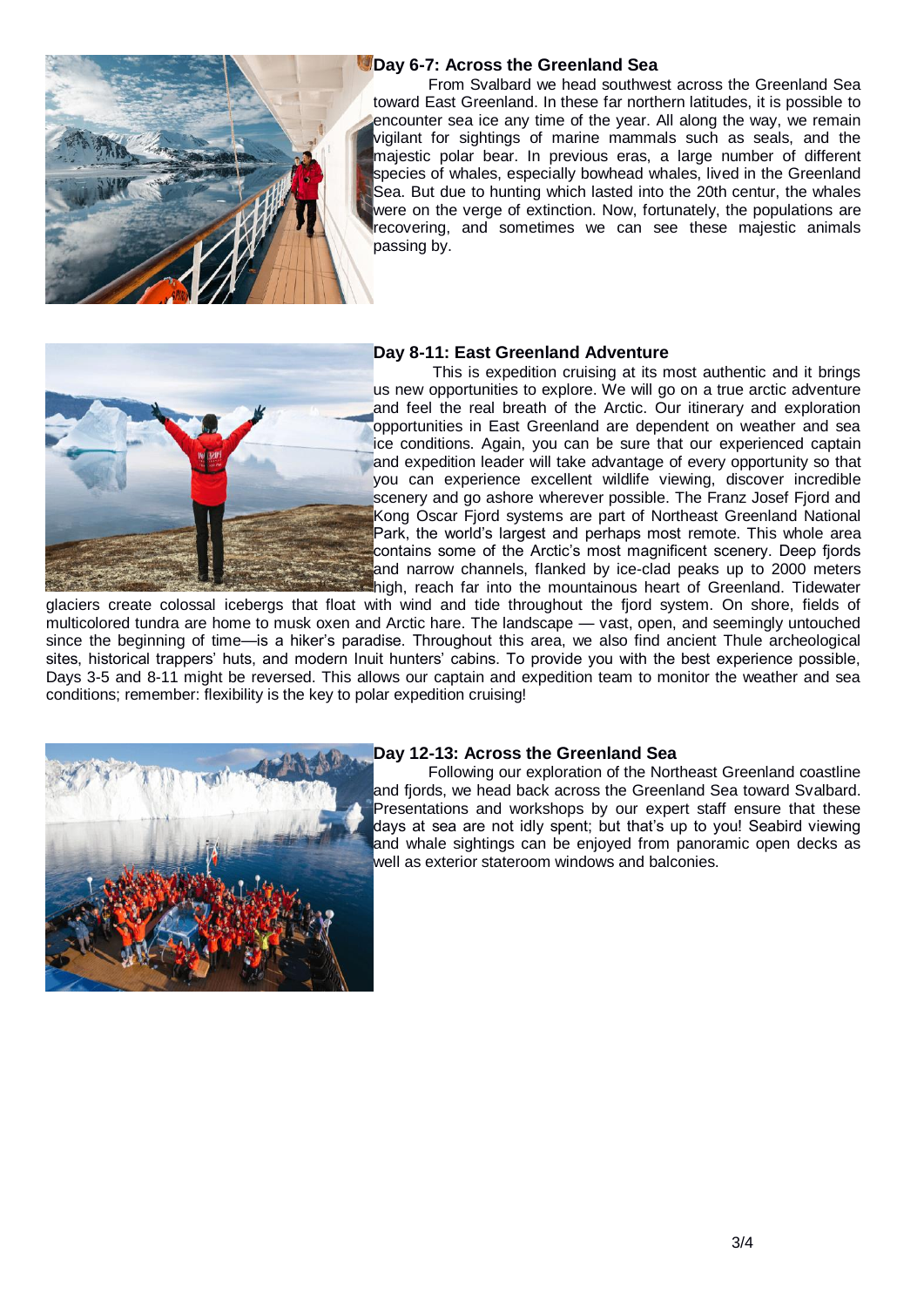## Day 6-7: Across the Greenland Sea

From Svalbard we head southwest across the Greenland Sea toward East Greenland. In these far northern latitudes, it is possible to encounter sea ice any time of the year. All along the way, we remain vigilant for sightings of marine mammals such as seals, and the majestic polar bear. In previous eras, a large number of different species of whales, especially bowhead whales, lived in the Greenland Sea. But due to hunting which lasted into the 20th centur, the whales were on the verge of extinction. Now, fortunately, the populations are recovering, and sometimes we can see these majestic animals passing by.

## Day 8-11: East Greenland Adventure

This is expedition cruising at its most authentic and it brings us new opportunities to explore. We will go on a true arctic adventure and feel the real breath of the Arctic. Our itinerary and exploration opportunities in East Greenland are dependent on weather and sea ice conditions. Again, you can be sure that our experienced captain and expedition leader will take advantage of every opportunity so that you can experience excellent wildlife viewing, discover incredible scenery and go ashore wherever possible. The Franz Josef Fjord and Kong Oscar Fjord systems are part of Northeast Greenland National Park, the world's largest and perhaps most remote. This whole area contains some of the Arctic's most magnificent scenery. Deep fjords and narrow channels, flanked by ice-clad peaks up to 2000 meters high, reach far into the mountainous heart of Greenland. Tidewater glaciers create colossal icebergs that float with wind and tide throughout the fjord system. On shore, fields of multicolored tundra are home to musk oxen and Arctic hare. The landscape — vast, open, and seemingly untouched since the beginning of time—is a hiker's paradise. Throughout this area, we also find ancient Thule archeological sites, historical trappers' huts, and modern Inuit hunters' cabins. To provide you with the best experience possible, Days 3-5 and 8-11 might be reversed. This allows our captain and expedition team to monitor the weather and sea conditions; remember: flexibility is the key to polar expedition cruising!

## Day 12-13: Across the Greenland Sea

Following our exploration of the Northeast Greenland coastline and fjords, we head back across the Greenland Sea toward Svalbard. Presentations and workshops by our expert staff ensure that these days at sea are not idly spent; but that's up to you! Seabird viewing and whale sightings can be enjoyed from panoramic open decks as well as exterior stateroom windows and balconies.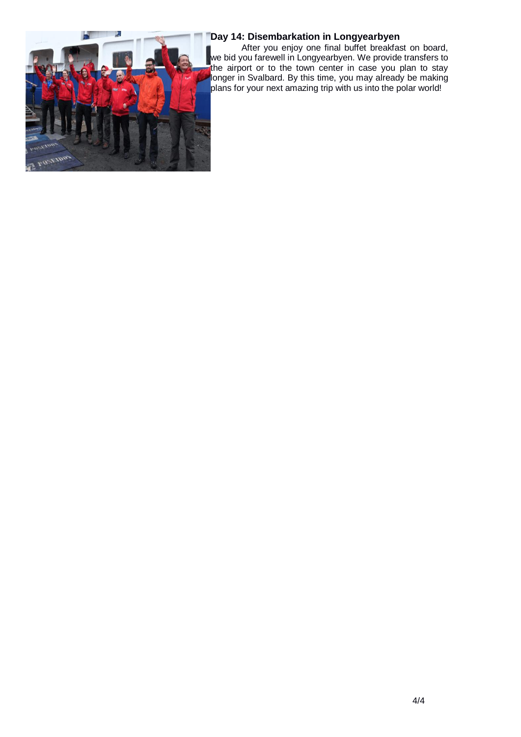## Day 14: Disembarkation in Longyearbyen

After you enjoy one final buffet breakfast on board, we bid you farewell in Longyearbyen. We provide transfers to the airport or to the town center in case you plan to stay longer in Svalbard. By this time, you may already be making plans for your next amazing trip with us into the polar world!